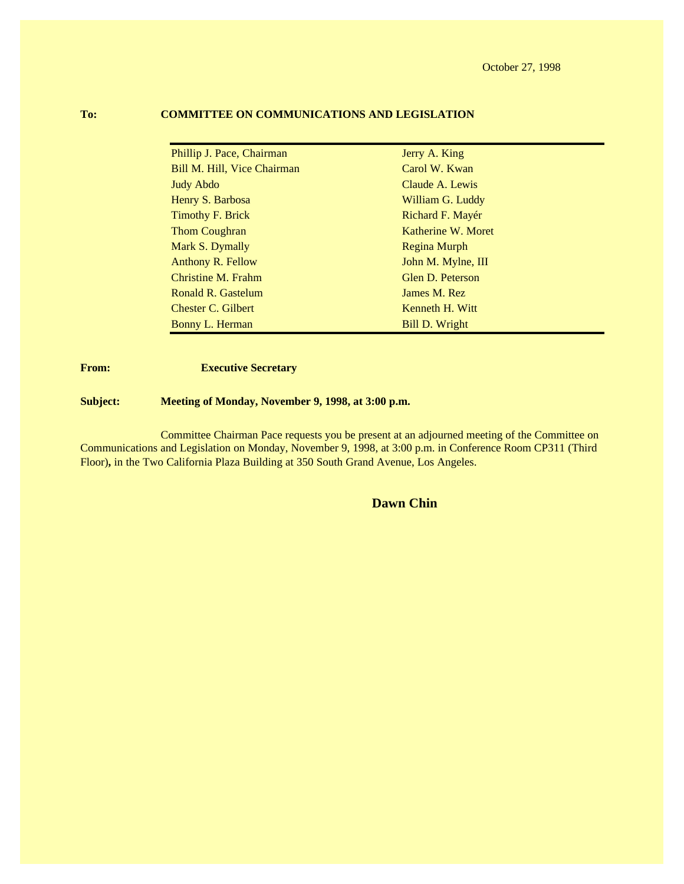October 27, 1998

**To:** **COMMITTEE ON COMMUNICATIONS AND LEGISLATION**

| | |
|---|---|
| Phillip J. Pace, Chairman | Jerry A. King |
| Bill M. Hill, Vice Chairman | Carol W. Kwan |
| Judy Abdo | Claude A. Lewis |
| Henry S. Barbosa | William G. Luddy |
| Timothy F. Brick | Richard F. Mayér |
| Thom Coughran | Katherine W. Moret |
| Mark S. Dymally | Regina Murph |
| Anthony R. Fellow | John M. Mylne, III |
| Christine M. Frahm | Glen D. Peterson |
| Ronald R. Gastelum | James M. Rez |
| Chester C. Gilbert | Kenneth H. Witt |
| Bonny L. Herman | Bill D. Wright |

**From:** **Executive Secretary**

**Subject:** **Meeting of Monday, November 9, 1998, at 3:00 p.m.**

Committee Chairman Pace requests you be present at an adjourned meeting of the Committee on Communications and Legislation on Monday, November 9, 1998, at 3:00 p.m. in Conference Room CP311 (Third Floor)**,** in the Two California Plaza Building at 350 South Grand Avenue, Los Angeles.

**Dawn Chin**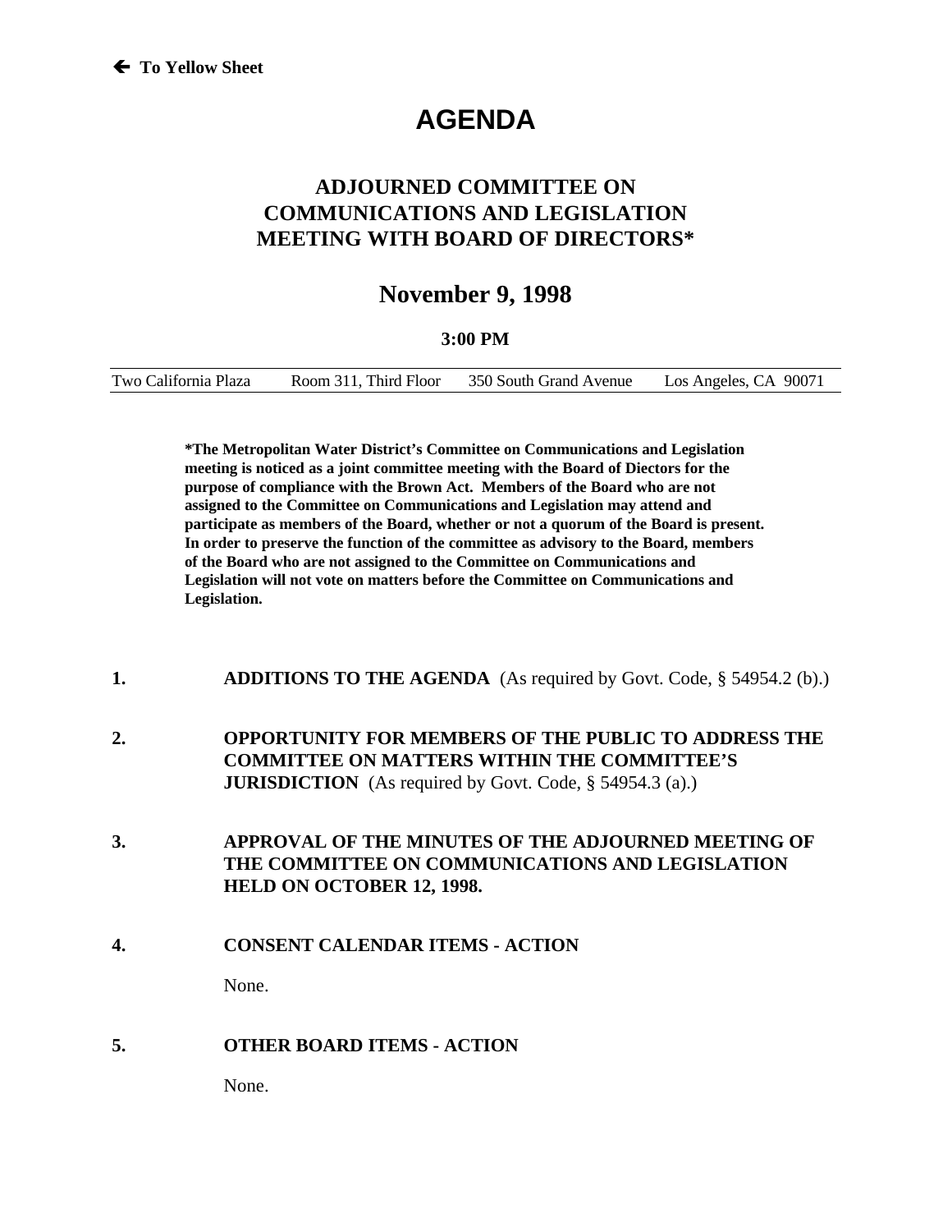← **To Yellow Sheet**

# AGENDA

## ADJOURNED COMMITTEE ON COMMUNICATIONS AND LEGISLATION MEETING WITH BOARD OF DIRECTORS*

## November 9, 1998

**3:00 PM**

| Two California Plaza | Room 311, Third Floor | 350 South Grand Avenue | Los Angeles, CA 90071 |
|---|---|---|---|

**\*The Metropolitan Water District's Committee on Communications and Legislation meeting is noticed as a joint committee meeting with the Board of Diectors for the purpose of compliance with the Brown Act. Members of the Board who are not assigned to the Committee on Communications and Legislation may attend and participate as members of the Board, whether or not a quorum of the Board is present. In order to preserve the function of the committee as advisory to the Board, members of the Board who are not assigned to the Committee on Communications and Legislation will not vote on matters before the Committee on Communications and Legislation.**

1. **ADDITIONS TO THE AGENDA** (As required by Govt. Code, § 54954.2 (b).)

2. **OPPORTUNITY FOR MEMBERS OF THE PUBLIC TO ADDRESS THE COMMITTEE ON MATTERS WITHIN THE COMMITTEE'S JURISDICTION** (As required by Govt. Code, § 54954.3 (a).)

3. **APPROVAL OF THE MINUTES OF THE ADJOURNED MEETING OF THE COMMITTEE ON COMMUNICATIONS AND LEGISLATION HELD ON OCTOBER 12, 1998.**

4. **CONSENT CALENDAR ITEMS - ACTION**

   None.

5. **OTHER BOARD ITEMS - ACTION**

   None.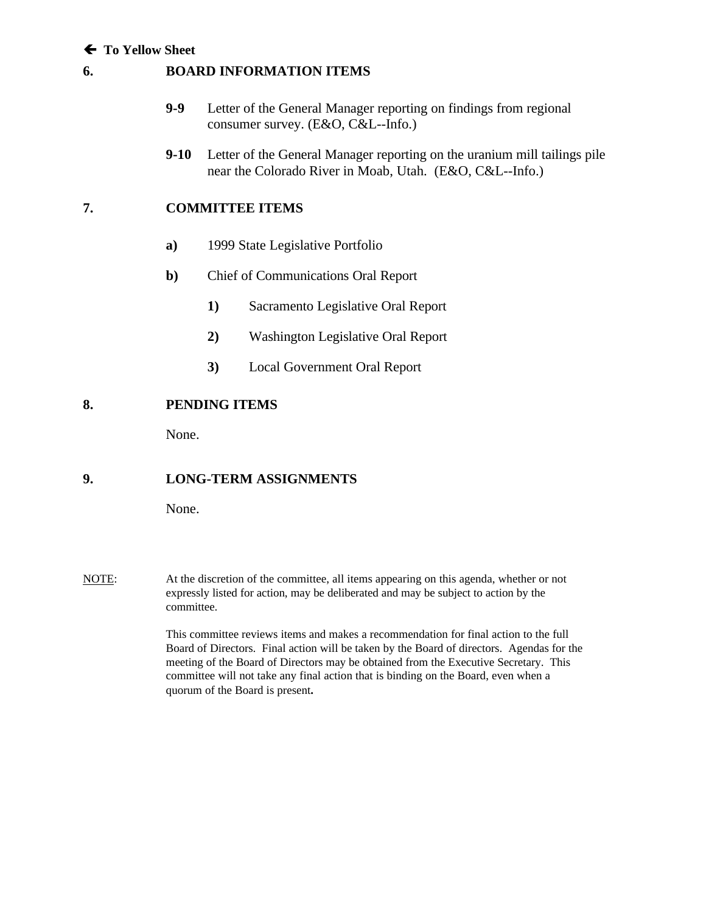🡐 **To Yellow Sheet**

## 6. BOARD INFORMATION ITEMS

**9-9** Letter of the General Manager reporting on findings from regional consumer survey. (E&O, C&L--Info.)

**9-10** Letter of the General Manager reporting on the uranium mill tailings pile near the Colorado River in Moab, Utah. (E&O, C&L--Info.)

## 7. COMMITTEE ITEMS

**a)** 1999 State Legislative Portfolio

**b)** Chief of Communications Oral Report

- **1)** Sacramento Legislative Oral Report
- **2)** Washington Legislative Oral Report
- **3)** Local Government Oral Report

## 8. PENDING ITEMS

None.

## 9. LONG-TERM ASSIGNMENTS

None.

NOTE: At the discretion of the committee, all items appearing on this agenda, whether or not expressly listed for action, may be deliberated and may be subject to action by the committee.

This committee reviews items and makes a recommendation for final action to the full Board of Directors. Final action will be taken by the Board of directors. Agendas for the meeting of the Board of Directors may be obtained from the Executive Secretary. This committee will not take any final action that is binding on the Board, even when a quorum of the Board is present.